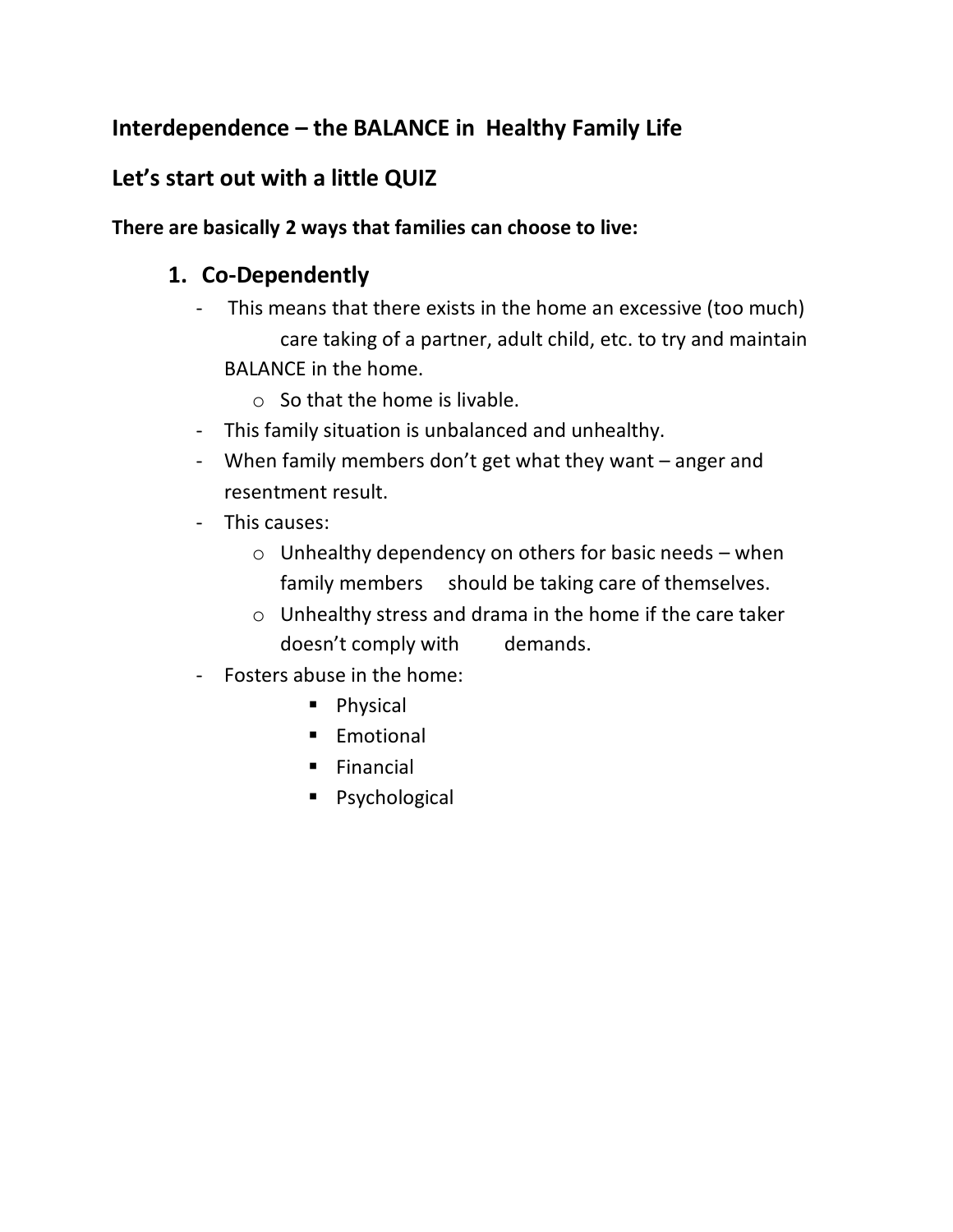## Interdependence – the BALANCE in Healthy Family Life

## Let's start out with a little QUIZ

**There are basically 2 ways that families can choose to live:**

### 1. Co-Dependently

- This means that there exists in the home an excessive (too much) care taking of a partner, adult child, etc. to try and maintain BALANCE in the home.
  - So that the home is livable.
- This family situation is unbalanced and unhealthy.
- When family members don't get what they want – anger and resentment result.
- This causes:
  - Unhealthy dependency on others for basic needs – when family members should be taking care of themselves.
  - Unhealthy stress and drama in the home if the care taker doesn't comply with demands.
- Fosters abuse in the home:
  - Physical
  - Emotional
  - Financial
  - Psychological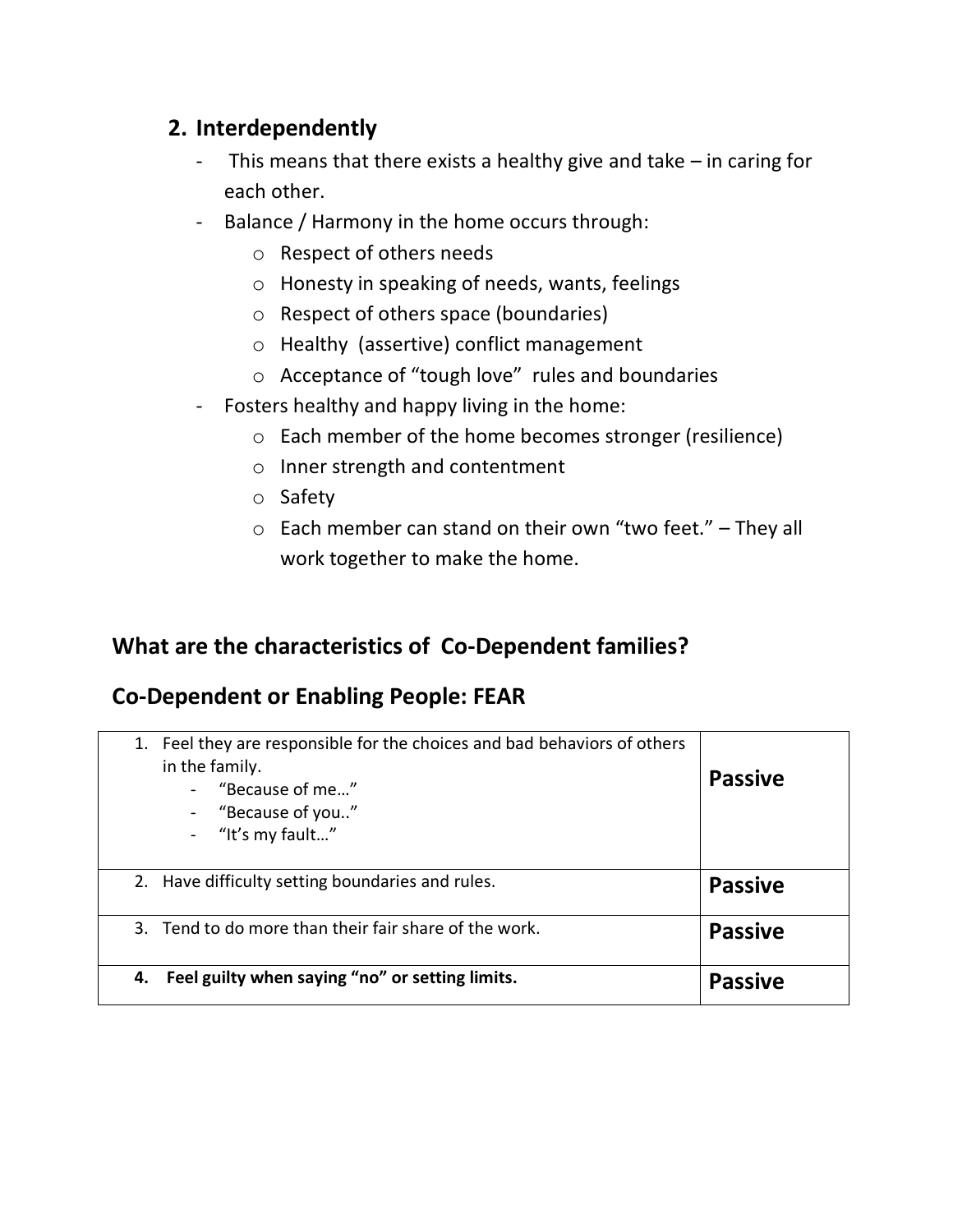## 2. Interdependently

- This means that there exists a healthy give and take – in caring for each other.
- Balance / Harmony in the home occurs through:
  - Respect of others needs
  - Honesty in speaking of needs, wants, feelings
  - Respect of others space (boundaries)
  - Healthy (assertive) conflict management
  - Acceptance of "tough love" rules and boundaries
- Fosters healthy and happy living in the home:
  - Each member of the home becomes stronger (resilience)
  - Inner strength and contentment
  - Safety
  - Each member can stand on their own "two feet." – They all work together to make the home.

## What are the characteristics of Co-Dependent families?

## Co-Dependent or Enabling People: FEAR

| | |
|---|---|
| 1. Feel they are responsible for the choices and bad behaviors of others in the family.<br>- "Because of me…"<br>- "Because of you.."<br>- "It's my fault…" | **Passive** |
| 2. Have difficulty setting boundaries and rules. | **Passive** |
| 3. Tend to do more than their fair share of the work. | **Passive** |
| **4. Feel guilty when saying "no" or setting limits.** | **Passive** |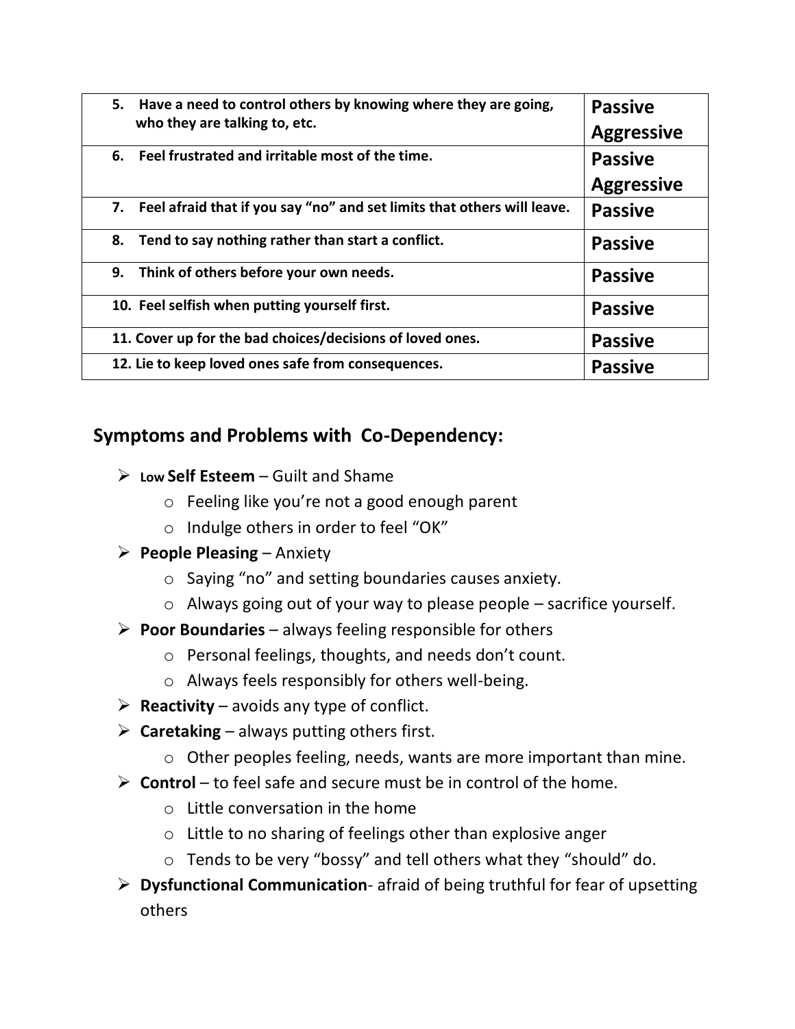| | |
|---|---|
| 5. Have a need to control others by knowing where they are going, who they are talking to, etc. | **Passive Aggressive** |
| 6. Feel frustrated and irritable most of the time. | **Passive Aggressive** |
| 7. Feel afraid that if you say "no" and set limits that others will leave. | **Passive** |
| 8. Tend to say nothing rather than start a conflict. | **Passive** |
| 9. Think of others before your own needs. | **Passive** |
| 10. Feel selfish when putting yourself first. | **Passive** |
| 11. Cover up for the bad choices/decisions of loved ones. | **Passive** |
| 12. Lie to keep loved ones safe from consequences. | **Passive** |

## Symptoms and Problems with Co-Dependency:

- **Low Self Esteem** – Guilt and Shame
  - Feeling like you're not a good enough parent
  - Indulge others in order to feel "OK"
- **People Pleasing** – Anxiety
  - Saying "no" and setting boundaries causes anxiety.
  - Always going out of your way to please people – sacrifice yourself.
- **Poor Boundaries** – always feeling responsible for others
  - Personal feelings, thoughts, and needs don't count.
  - Always feels responsibly for others well-being.
- **Reactivity** – avoids any type of conflict.
- **Caretaking** – always putting others first.
  - Other peoples feeling, needs, wants are more important than mine.
- **Control** – to feel safe and secure must be in control of the home.
  - Little conversation in the home
  - Little to no sharing of feelings other than explosive anger
  - Tends to be very "bossy" and tell others what they "should" do.
- **Dysfunctional Communication**- afraid of being truthful for fear of upsetting others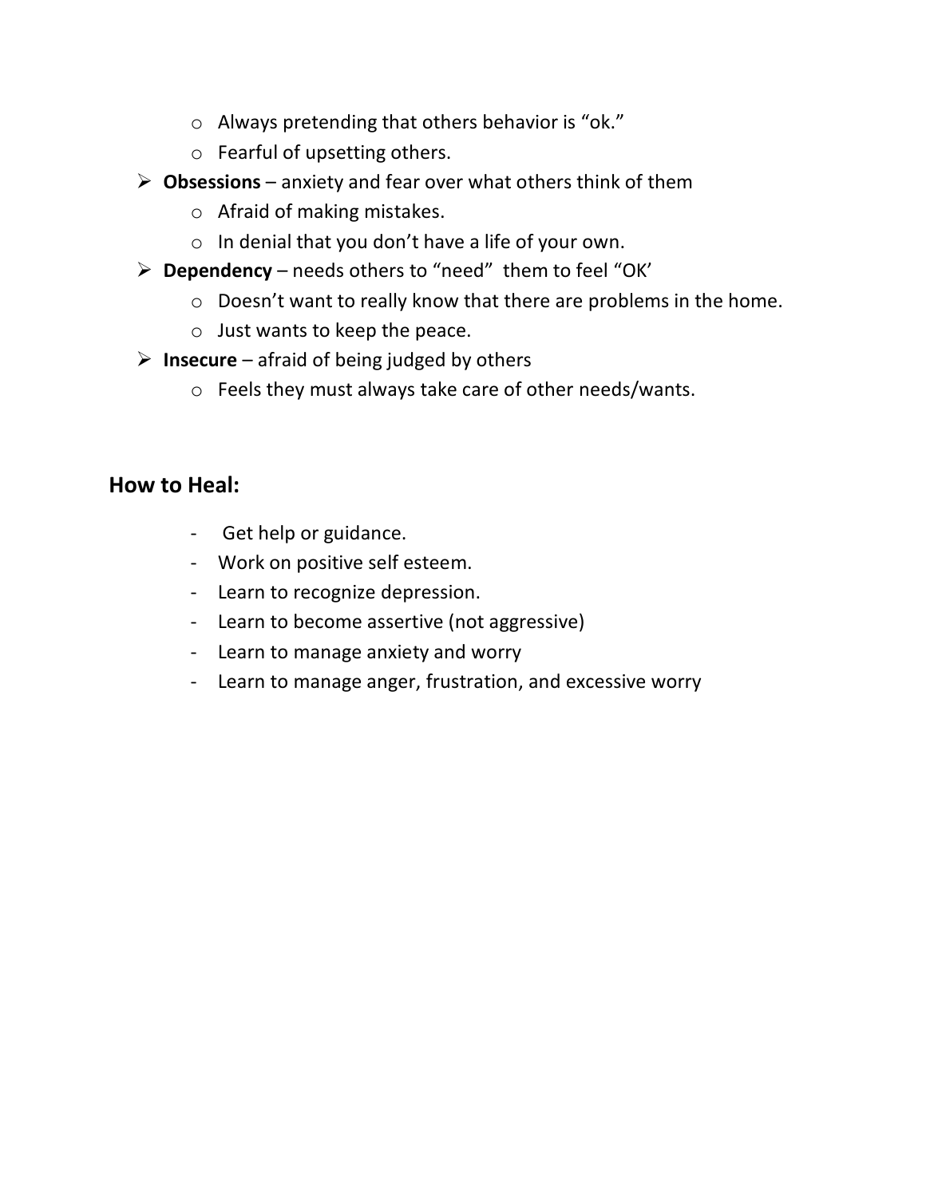- Always pretending that others behavior is "ok."
  - Fearful of upsetting others.
- **Obsessions** – anxiety and fear over what others think of them
  - Afraid of making mistakes.
  - In denial that you don't have a life of your own.
- **Dependency** – needs others to "need" them to feel "OK'
  - Doesn't want to really know that there are problems in the home.
  - Just wants to keep the peace.
- **Insecure** – afraid of being judged by others
  - Feels they must always take care of other needs/wants.

## How to Heal:

- Get help or guidance.
- Work on positive self esteem.
- Learn to recognize depression.
- Learn to become assertive (not aggressive)
- Learn to manage anxiety and worry
- Learn to manage anger, frustration, and excessive worry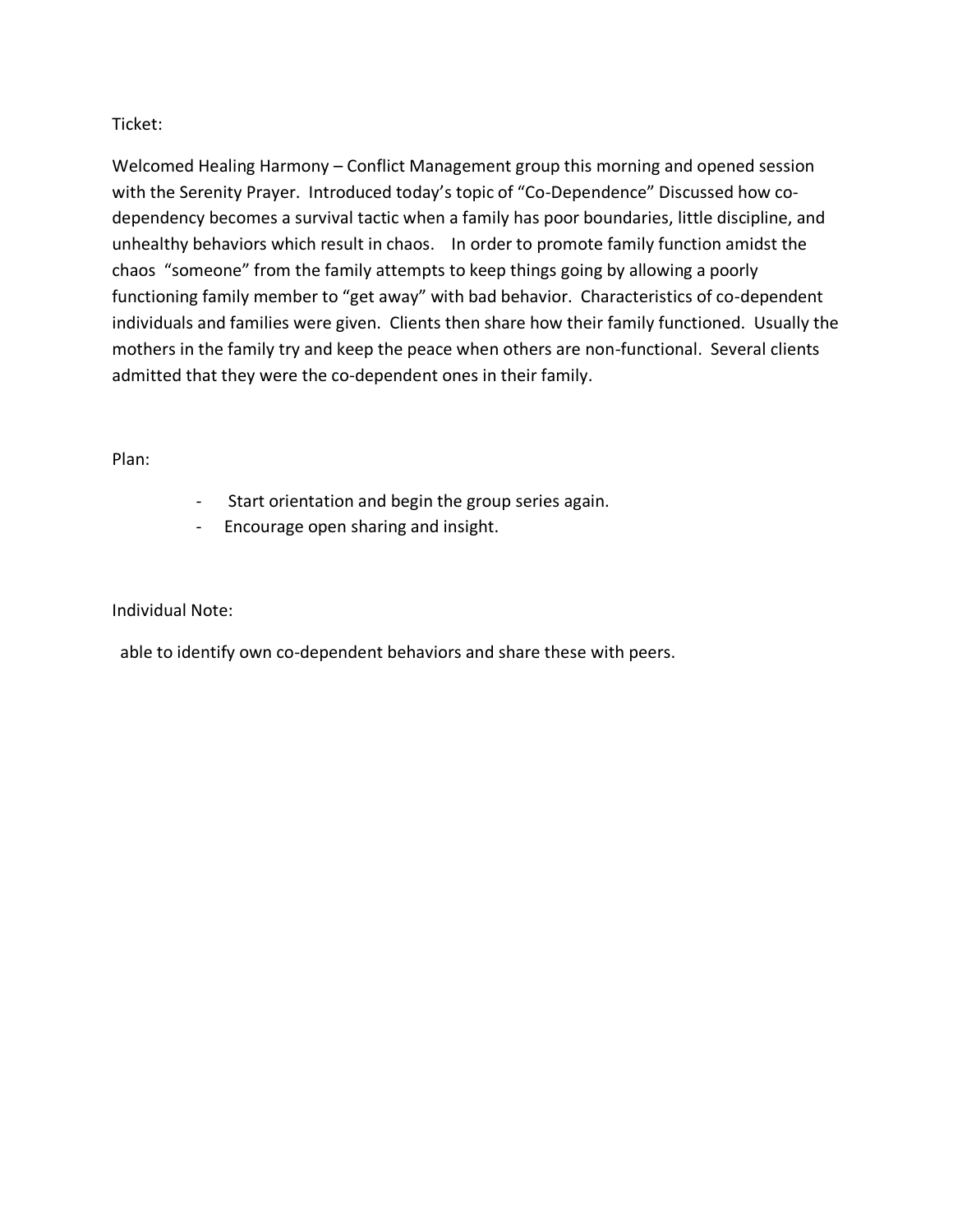Ticket:

Welcomed Healing Harmony – Conflict Management group this morning and opened session with the Serenity Prayer. Introduced today's topic of "Co-Dependence" Discussed how co-dependency becomes a survival tactic when a family has poor boundaries, little discipline, and unhealthy behaviors which result in chaos. In order to promote family function amidst the chaos "someone" from the family attempts to keep things going by allowing a poorly functioning family member to "get away" with bad behavior. Characteristics of co-dependent individuals and families were given. Clients then share how their family functioned. Usually the mothers in the family try and keep the peace when others are non-functional. Several clients admitted that they were the co-dependent ones in their family.

Plan:

- Start orientation and begin the group series again.
- Encourage open sharing and insight.

Individual Note:

able to identify own co-dependent behaviors and share these with peers.